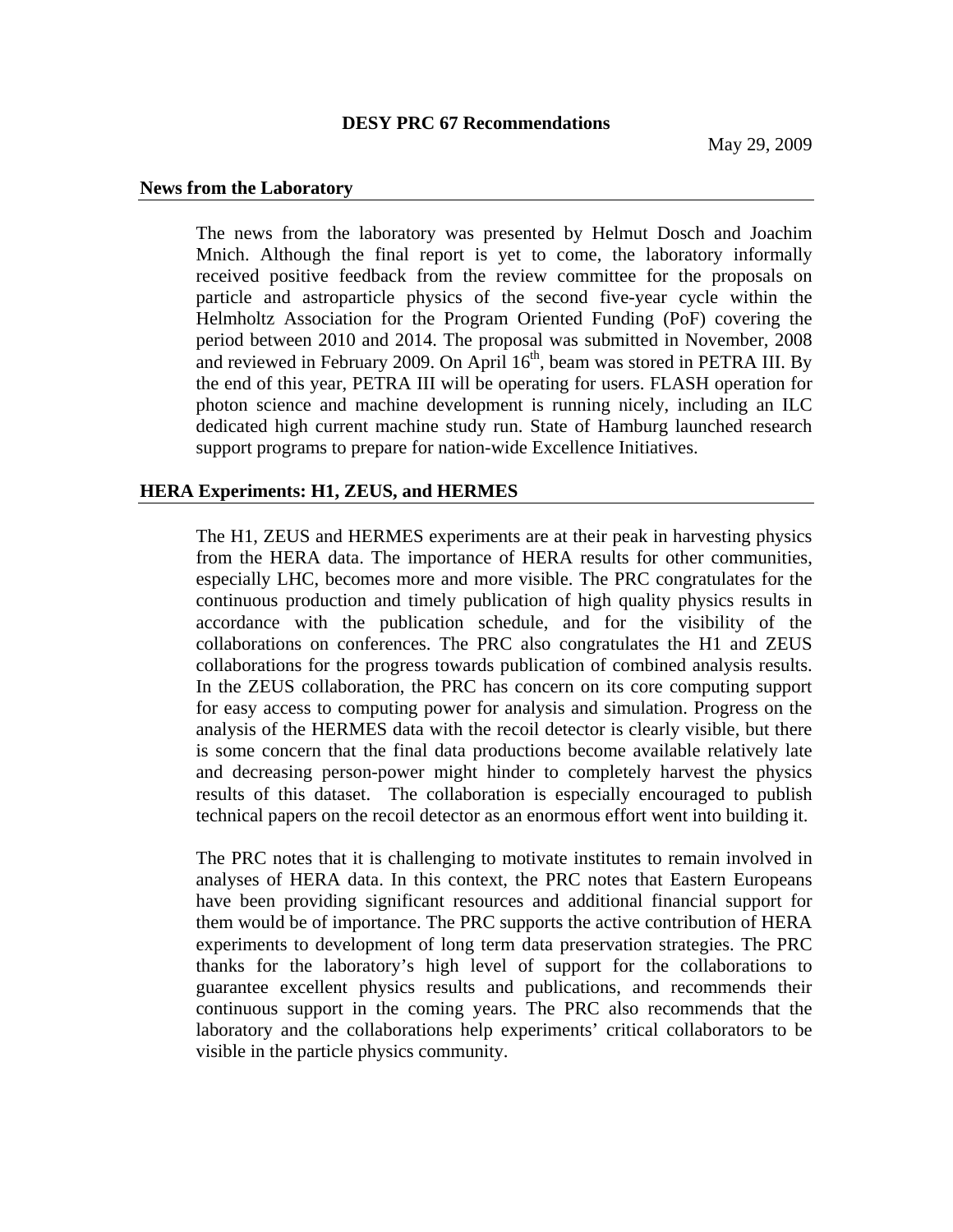# DESY PRC 67 Recommendations

May 29, 2009

## News from the Laboratory

The news from the laboratory was presented by Helmut Dosch and Joachim Mnich. Although the final report is yet to come, the laboratory informally received positive feedback from the review committee for the proposals on particle and astroparticle physics of the second five-year cycle within the Helmholtz Association for the Program Oriented Funding (PoF) covering the period between 2010 and 2014. The proposal was submitted in November, 2008 and reviewed in February 2009. On April 16th, beam was stored in PETRA III. By the end of this year, PETRA III will be operating for users. FLASH operation for photon science and machine development is running nicely, including an ILC dedicated high current machine study run. State of Hamburg launched research support programs to prepare for nation-wide Excellence Initiatives.

## HERA Experiments: H1, ZEUS, and HERMES

The H1, ZEUS and HERMES experiments are at their peak in harvesting physics from the HERA data. The importance of HERA results for other communities, especially LHC, becomes more and more visible. The PRC congratulates for the continuous production and timely publication of high quality physics results in accordance with the publication schedule, and for the visibility of the collaborations on conferences. The PRC also congratulates the H1 and ZEUS collaborations for the progress towards publication of combined analysis results. In the ZEUS collaboration, the PRC has concern on its core computing support for easy access to computing power for analysis and simulation. Progress on the analysis of the HERMES data with the recoil detector is clearly visible, but there is some concern that the final data productions become available relatively late and decreasing person-power might hinder to completely harvest the physics results of this dataset. The collaboration is especially encouraged to publish technical papers on the recoil detector as an enormous effort went into building it.

The PRC notes that it is challenging to motivate institutes to remain involved in analyses of HERA data. In this context, the PRC notes that Eastern Europeans have been providing significant resources and additional financial support for them would be of importance. The PRC supports the active contribution of HERA experiments to development of long term data preservation strategies. The PRC thanks for the laboratory's high level of support for the collaborations to guarantee excellent physics results and publications, and recommends their continuous support in the coming years. The PRC also recommends that the laboratory and the collaborations help experiments' critical collaborators to be visible in the particle physics community.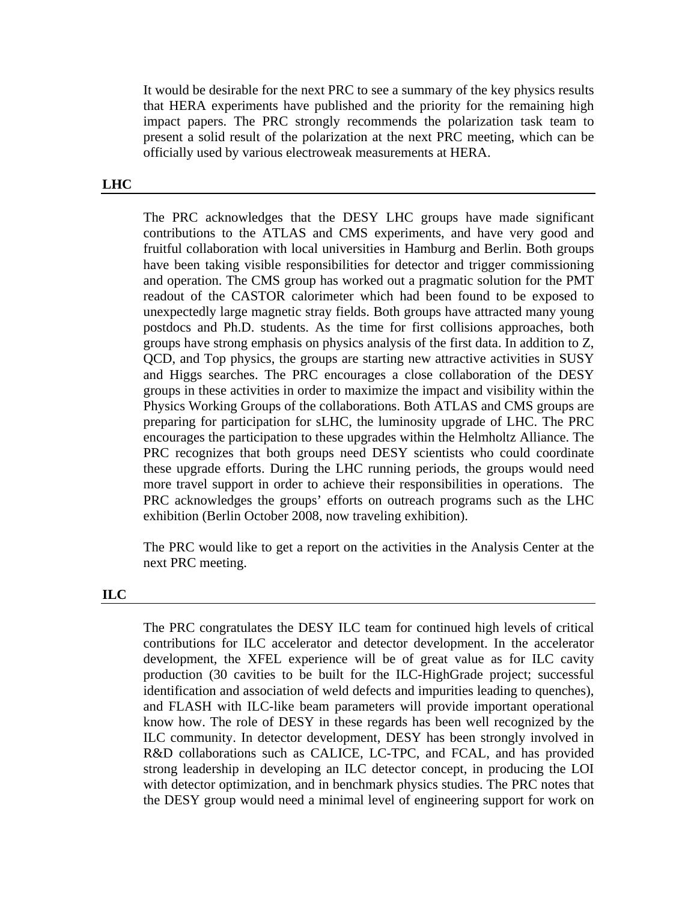It would be desirable for the next PRC to see a summary of the key physics results that HERA experiments have published and the priority for the remaining high impact papers. The PRC strongly recommends the polarization task team to present a solid result of the polarization at the next PRC meeting, which can be officially used by various electroweak measurements at HERA.

## LHC

The PRC acknowledges that the DESY LHC groups have made significant contributions to the ATLAS and CMS experiments, and have very good and fruitful collaboration with local universities in Hamburg and Berlin. Both groups have been taking visible responsibilities for detector and trigger commissioning and operation. The CMS group has worked out a pragmatic solution for the PMT readout of the CASTOR calorimeter which had been found to be exposed to unexpectedly large magnetic stray fields. Both groups have attracted many young postdocs and Ph.D. students. As the time for first collisions approaches, both groups have strong emphasis on physics analysis of the first data. In addition to Z, QCD, and Top physics, the groups are starting new attractive activities in SUSY and Higgs searches. The PRC encourages a close collaboration of the DESY groups in these activities in order to maximize the impact and visibility within the Physics Working Groups of the collaborations. Both ATLAS and CMS groups are preparing for participation for sLHC, the luminosity upgrade of LHC. The PRC encourages the participation to these upgrades within the Helmholtz Alliance. The PRC recognizes that both groups need DESY scientists who could coordinate these upgrade efforts. During the LHC running periods, the groups would need more travel support in order to achieve their responsibilities in operations. The PRC acknowledges the groups' efforts on outreach programs such as the LHC exhibition (Berlin October 2008, now traveling exhibition).

The PRC would like to get a report on the activities in the Analysis Center at the next PRC meeting.

## ILC

The PRC congratulates the DESY ILC team for continued high levels of critical contributions for ILC accelerator and detector development. In the accelerator development, the XFEL experience will be of great value as for ILC cavity production (30 cavities to be built for the ILC-HighGrade project; successful identification and association of weld defects and impurities leading to quenches), and FLASH with ILC-like beam parameters will provide important operational know how. The role of DESY in these regards has been well recognized by the ILC community. In detector development, DESY has been strongly involved in R&D collaborations such as CALICE, LC-TPC, and FCAL, and has provided strong leadership in developing an ILC detector concept, in producing the LOI with detector optimization, and in benchmark physics studies. The PRC notes that the DESY group would need a minimal level of engineering support for work on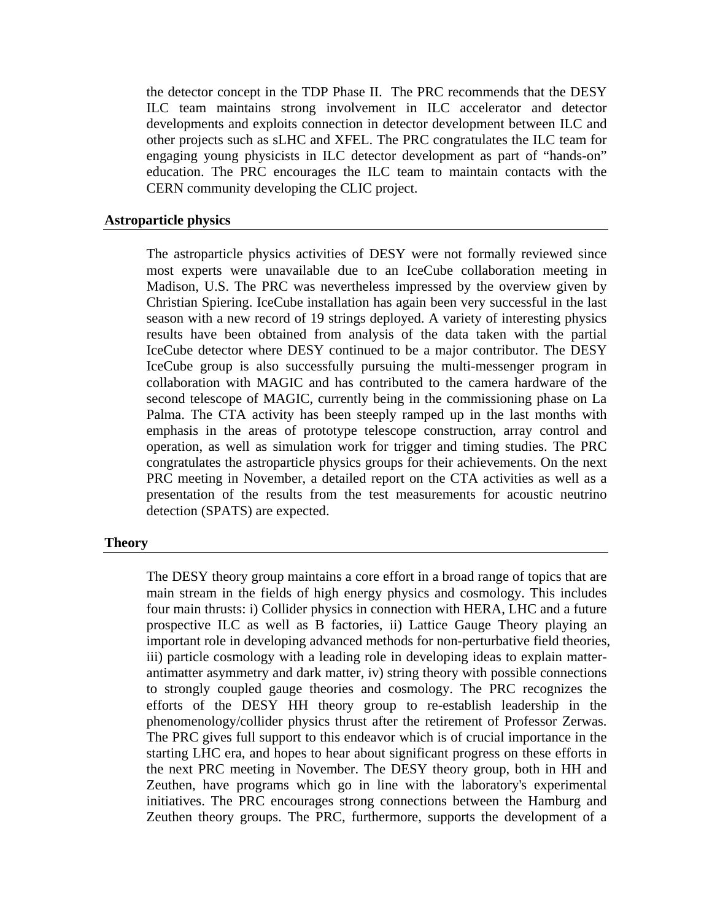the detector concept in the TDP Phase II. The PRC recommends that the DESY ILC team maintains strong involvement in ILC accelerator and detector developments and exploits connection in detector development between ILC and other projects such as sLHC and XFEL. The PRC congratulates the ILC team for engaging young physicists in ILC detector development as part of "hands-on" education. The PRC encourages the ILC team to maintain contacts with the CERN community developing the CLIC project.

## Astroparticle physics

The astroparticle physics activities of DESY were not formally reviewed since most experts were unavailable due to an IceCube collaboration meeting in Madison, U.S. The PRC was nevertheless impressed by the overview given by Christian Spiering. IceCube installation has again been very successful in the last season with a new record of 19 strings deployed. A variety of interesting physics results have been obtained from analysis of the data taken with the partial IceCube detector where DESY continued to be a major contributor. The DESY IceCube group is also successfully pursuing the multi-messenger program in collaboration with MAGIC and has contributed to the camera hardware of the second telescope of MAGIC, currently being in the commissioning phase on La Palma. The CTA activity has been steeply ramped up in the last months with emphasis in the areas of prototype telescope construction, array control and operation, as well as simulation work for trigger and timing studies. The PRC congratulates the astroparticle physics groups for their achievements. On the next PRC meeting in November, a detailed report on the CTA activities as well as a presentation of the results from the test measurements for acoustic neutrino detection (SPATS) are expected.

## Theory

The DESY theory group maintains a core effort in a broad range of topics that are main stream in the fields of high energy physics and cosmology. This includes four main thrusts: i) Collider physics in connection with HERA, LHC and a future prospective ILC as well as B factories, ii) Lattice Gauge Theory playing an important role in developing advanced methods for non-perturbative field theories, iii) particle cosmology with a leading role in developing ideas to explain matter-antimatter asymmetry and dark matter, iv) string theory with possible connections to strongly coupled gauge theories and cosmology. The PRC recognizes the efforts of the DESY HH theory group to re-establish leadership in the phenomenology/collider physics thrust after the retirement of Professor Zerwas. The PRC gives full support to this endeavor which is of crucial importance in the starting LHC era, and hopes to hear about significant progress on these efforts in the next PRC meeting in November. The DESY theory group, both in HH and Zeuthen, have programs which go in line with the laboratory's experimental initiatives. The PRC encourages strong connections between the Hamburg and Zeuthen theory groups. The PRC, furthermore, supports the development of a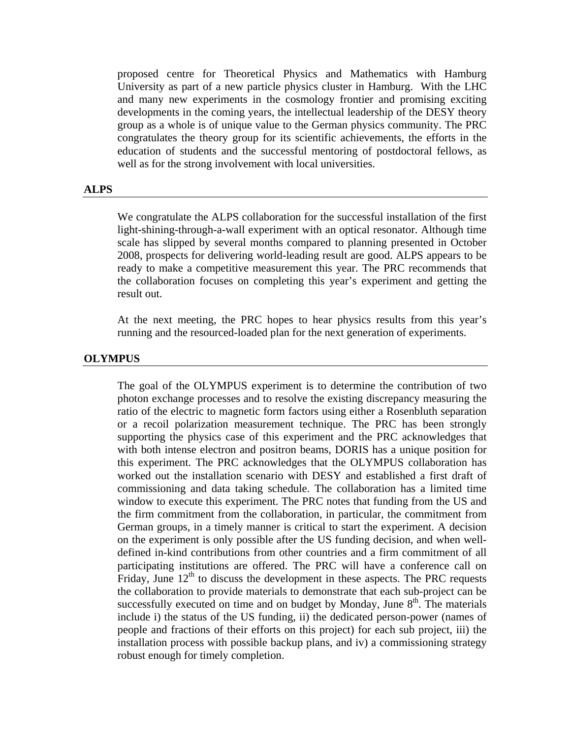proposed centre for Theoretical Physics and Mathematics with Hamburg University as part of a new particle physics cluster in Hamburg. With the LHC and many new experiments in the cosmology frontier and promising exciting developments in the coming years, the intellectual leadership of the DESY theory group as a whole is of unique value to the German physics community. The PRC congratulates the theory group for its scientific achievements, the efforts in the education of students and the successful mentoring of postdoctoral fellows, as well as for the strong involvement with local universities.

**ALPS**

We congratulate the ALPS collaboration for the successful installation of the first light-shining-through-a-wall experiment with an optical resonator. Although time scale has slipped by several months compared to planning presented in October 2008, prospects for delivering world-leading result are good. ALPS appears to be ready to make a competitive measurement this year. The PRC recommends that the collaboration focuses on completing this year's experiment and getting the result out.

At the next meeting, the PRC hopes to hear physics results from this year's running and the resourced-loaded plan for the next generation of experiments.

**OLYMPUS**

The goal of the OLYMPUS experiment is to determine the contribution of two photon exchange processes and to resolve the existing discrepancy measuring the ratio of the electric to magnetic form factors using either a Rosenbluth separation or a recoil polarization measurement technique. The PRC has been strongly supporting the physics case of this experiment and the PRC acknowledges that with both intense electron and positron beams, DORIS has a unique position for this experiment. The PRC acknowledges that the OLYMPUS collaboration has worked out the installation scenario with DESY and established a first draft of commissioning and data taking schedule. The collaboration has a limited time window to execute this experiment. The PRC notes that funding from the US and the firm commitment from the collaboration, in particular, the commitment from German groups, in a timely manner is critical to start the experiment. A decision on the experiment is only possible after the US funding decision, and when well-defined in-kind contributions from other countries and a firm commitment of all participating institutions are offered. The PRC will have a conference call on Friday, June 12th to discuss the development in these aspects. The PRC requests the collaboration to provide materials to demonstrate that each sub-project can be successfully executed on time and on budget by Monday, June 8th. The materials include i) the status of the US funding, ii) the dedicated person-power (names of people and fractions of their efforts on this project) for each sub project, iii) the installation process with possible backup plans, and iv) a commissioning strategy robust enough for timely completion.